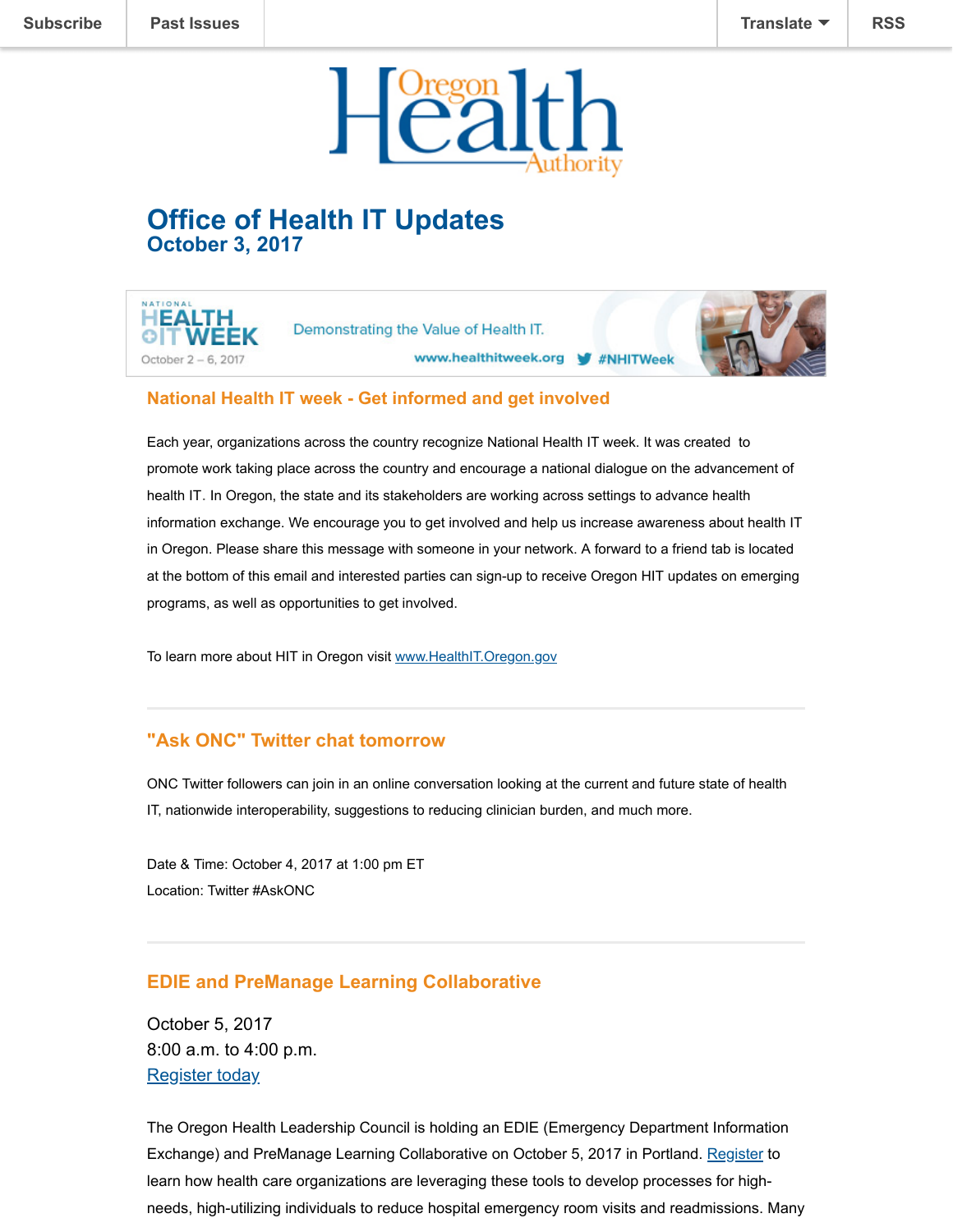Subscribe | Past Issues | Translate | RSS

# Office of Health IT Updates
## October 3, 2017

### National Health IT week - Get informed and get involved

Each year, organizations across the country recognize National Health IT week. It was created to promote work taking place across the country and encourage a national dialogue on the advancement of health IT. In Oregon, the state and its stakeholders are working across settings to advance health information exchange. We encourage you to get involved and help us increase awareness about health IT in Oregon. Please share this message with someone in your network. A forward to a friend tab is located at the bottom of this email and interested parties can sign-up to receive Oregon HIT updates on emerging programs, as well as opportunities to get involved.

To learn more about HIT in Oregon visit [www.HealthIT.Oregon.gov](www.HealthIT.Oregon.gov)

---

### "Ask ONC" Twitter chat tomorrow

ONC Twitter followers can join in an online conversation looking at the current and future state of health IT, nationwide interoperability, suggestions to reducing clinician burden, and much more.

Date & Time: October 4, 2017 at 1:00 pm ET
Location: Twitter #AskONC

---

### EDIE and PreManage Learning Collaborative

October 5, 2017
8:00 a.m. to 4:00 p.m.
Register today

The Oregon Health Leadership Council is holding an EDIE (Emergency Department Information Exchange) and PreManage Learning Collaborative on October 5, 2017 in Portland. Register to learn how health care organizations are leveraging these tools to develop processes for high-needs, high-utilizing individuals to reduce hospital emergency room visits and readmissions. Many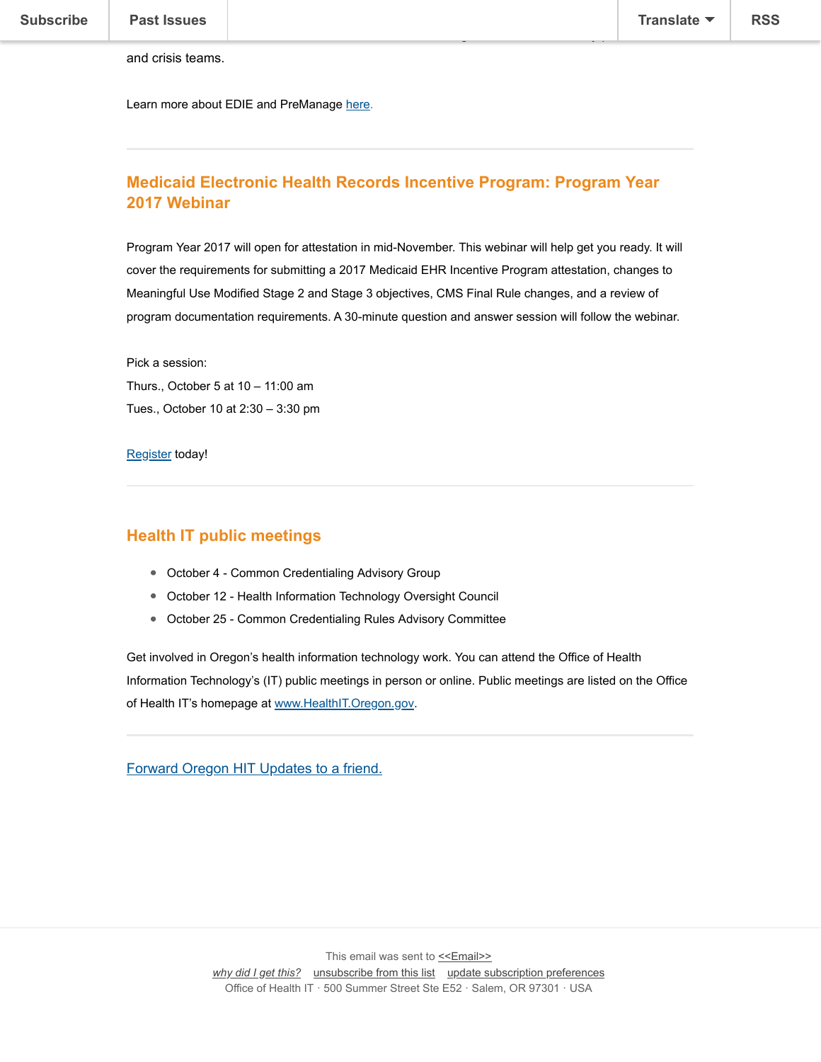and crisis teams.

Learn more about EDIE and PreManage here.

## Medicaid Electronic Health Records Incentive Program: Program Year 2017 Webinar

Program Year 2017 will open for attestation in mid-November. This webinar will help get you ready. It will cover the requirements for submitting a 2017 Medicaid EHR Incentive Program attestation, changes to Meaningful Use Modified Stage 2 and Stage 3 objectives, CMS Final Rule changes, and a review of program documentation requirements. A 30-minute question and answer session will follow the webinar.

Pick a session:
Thurs., October 5 at 10 – 11:00 am
Tues., October 10 at 2:30 – 3:30 pm

Register today!

## Health IT public meetings

- October 4 - Common Credentialing Advisory Group
- October 12 - Health Information Technology Oversight Council
- October 25 - Common Credentialing Rules Advisory Committee

Get involved in Oregon's health information technology work. You can attend the Office of Health Information Technology's (IT) public meetings in person or online. Public meetings are listed on the Office of Health IT's homepage at www.HealthIT.Oregon.gov.

Forward Oregon HIT Updates to a friend.

This email was sent to <<Email>>
*why did I get this?* unsubscribe from this list update subscription preferences
Office of Health IT · 500 Summer Street Ste E52 · Salem, OR 97301 · USA